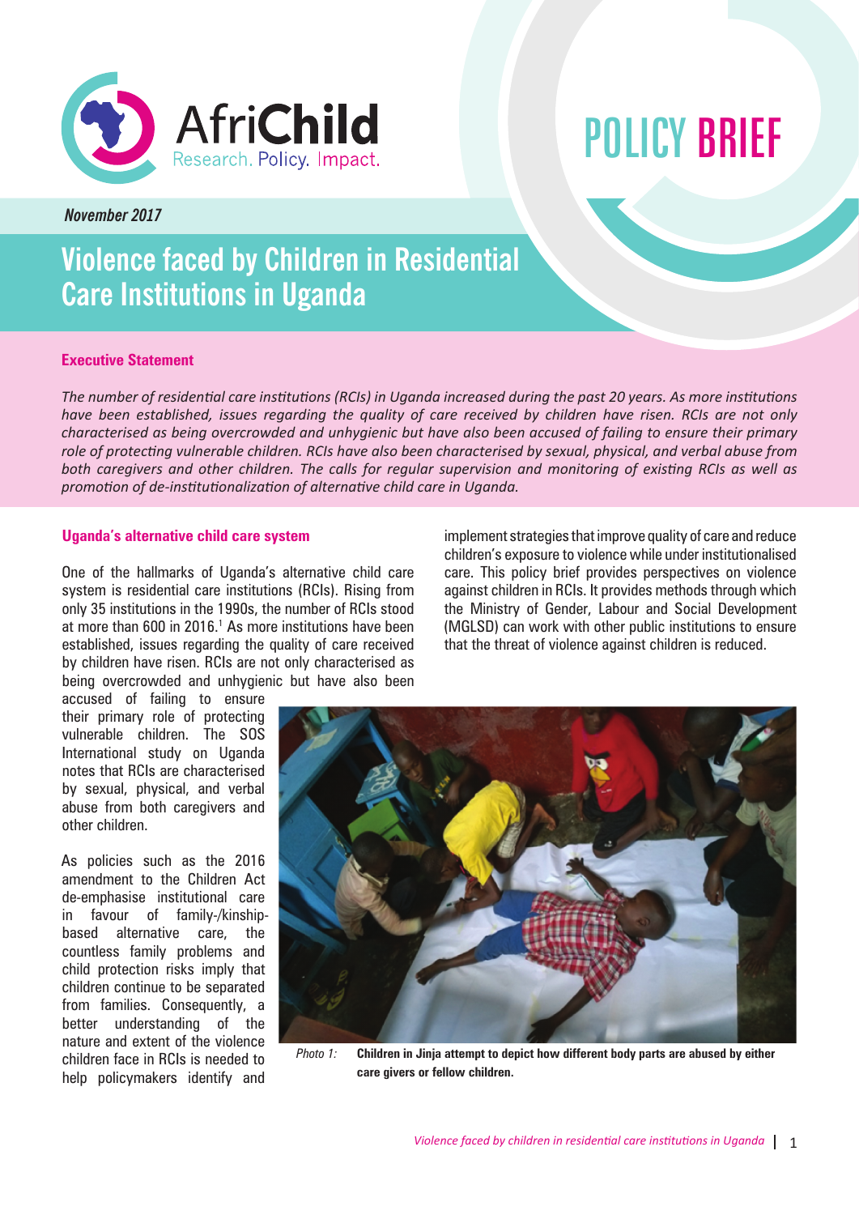AfriChild
Research. Policy. Impact.

# POLICY BRIEF

*November 2017*

# Violence faced by Children in Residential Care Institutions in Uganda

## Executive Statement

*The number of residential care institutions (RCIs) in Uganda increased during the past 20 years. As more institutions have been established, issues regarding the quality of care received by children have risen. RCIs are not only characterised as being overcrowded and unhygienic but have also been accused of failing to ensure their primary role of protecting vulnerable children. RCIs have also been characterised by sexual, physical, and verbal abuse from both caregivers and other children. The calls for regular supervision and monitoring of existing RCIs as well as promotion of de-institutionalization of alternative child care in Uganda.*

## Uganda's alternative child care system

One of the hallmarks of Uganda's alternative child care system is residential care institutions (RCIs). Rising from only 35 institutions in the 1990s, the number of RCIs stood at more than 600 in 2016.[1] As more institutions have been established, issues regarding the quality of care received by children have risen. RCIs are not only characterised as being overcrowded and unhygienic but have also been accused of failing to ensure their primary role of protecting vulnerable children. The SOS International study on Uganda notes that RCIs are characterised by sexual, physical, and verbal abuse from both caregivers and other children.

As policies such as the 2016 amendment to the Children Act de-emphasise institutional care in favour of family-/kinship-based alternative care, the countless family problems and child protection risks imply that children continue to be separated from families. Consequently, a better understanding of the nature and extent of the violence children face in RCIs is needed to help policymakers identify and implement strategies that improve quality of care and reduce children's exposure to violence while under institutionalised care. This policy brief provides perspectives on violence against children in RCIs. It provides methods through which the Ministry of Gender, Labour and Social Development (MGLSD) can work with other public institutions to ensure that the threat of violence against children is reduced.

*Photo 1:* **Children in Jinja attempt to depict how different body parts are abused by either care givers or fellow children.**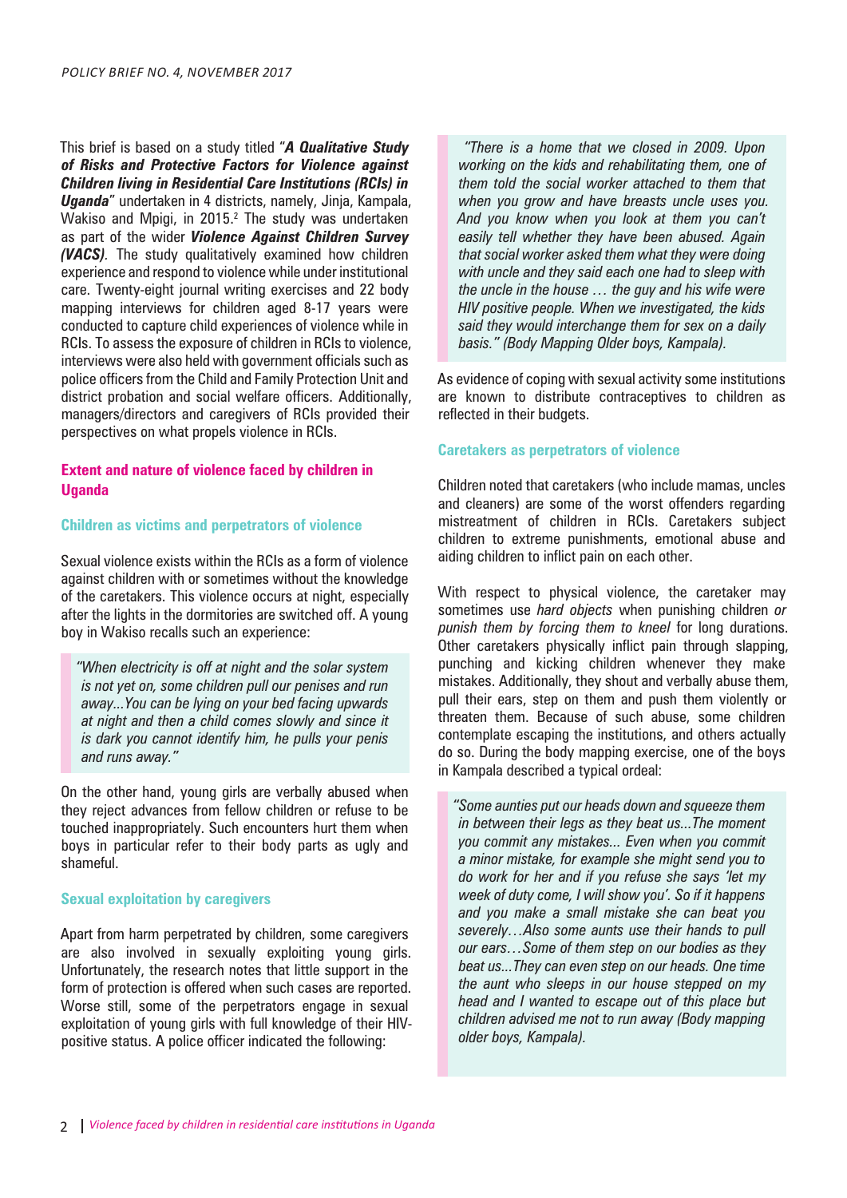This brief is based on a study titled "***A Qualitative Study of Risks and Protective Factors for Violence against Children living in Residential Care Institutions (RCIs) in Uganda***" undertaken in 4 districts, namely, Jinja, Kampala, Wakiso and Mpigi, in 2015.[2] The study was undertaken as part of the wider ***Violence Against Children Survey (VACS)***. The study qualitatively examined how children experience and respond to violence while under institutional care. Twenty-eight journal writing exercises and 22 body mapping interviews for children aged 8-17 years were conducted to capture child experiences of violence while in RCIs. To assess the exposure of children in RCIs to violence, interviews were also held with government officials such as police officers from the Child and Family Protection Unit and district probation and social welfare officers. Additionally, managers/directors and caregivers of RCIs provided their perspectives on what propels violence in RCIs.

## Extent and nature of violence faced by children in Uganda

### Children as victims and perpetrators of violence

Sexual violence exists within the RCIs as a form of violence against children with or sometimes without the knowledge of the caretakers. This violence occurs at night, especially after the lights in the dormitories are switched off. A young boy in Wakiso recalls such an experience:

> *"When electricity is off at night and the solar system is not yet on, some children pull our penises and run away...You can be lying on your bed facing upwards at night and then a child comes slowly and since it is dark you cannot identify him, he pulls your penis and runs away."*

On the other hand, young girls are verbally abused when they reject advances from fellow children or refuse to be touched inappropriately. Such encounters hurt them when boys in particular refer to their body parts as ugly and shameful.

### Sexual exploitation by caregivers

Apart from harm perpetrated by children, some caregivers are also involved in sexually exploiting young girls. Unfortunately, the research notes that little support in the form of protection is offered when such cases are reported. Worse still, some of the perpetrators engage in sexual exploitation of young girls with full knowledge of their HIV-positive status. A police officer indicated the following:

> *"There is a home that we closed in 2009. Upon working on the kids and rehabilitating them, one of them told the social worker attached to them that when you grow and have breasts uncle uses you. And you know when you look at them you can't easily tell whether they have been abused. Again that social worker asked them what they were doing with uncle and they said each one had to sleep with the uncle in the house … the guy and his wife were HIV positive people. When we investigated, the kids said they would interchange them for sex on a daily basis." (Body Mapping Older boys, Kampala).*

As evidence of coping with sexual activity some institutions are known to distribute contraceptives to children as reflected in their budgets.

### Caretakers as perpetrators of violence

Children noted that caretakers (who include mamas, uncles and cleaners) are some of the worst offenders regarding mistreatment of children in RCIs. Caretakers subject children to extreme punishments, emotional abuse and aiding children to inflict pain on each other.

With respect to physical violence, the caretaker may sometimes use *hard objects* when punishing children *or punish them by forcing them to kneel* for long durations. Other caretakers physically inflict pain through slapping, punching and kicking children whenever they make mistakes. Additionally, they shout and verbally abuse them, pull their ears, step on them and push them violently or threaten them. Because of such abuse, some children contemplate escaping the institutions, and others actually do so. During the body mapping exercise, one of the boys in Kampala described a typical ordeal:

> *"Some aunties put our heads down and squeeze them in between their legs as they beat us...The moment you commit any mistakes... Even when you commit a minor mistake, for example she might send you to do work for her and if you refuse she says 'let my week of duty come, I will show you'. So if it happens and you make a small mistake she can beat you severely…Also some aunts use their hands to pull our ears…Some of them step on our bodies as they beat us...They can even step on our heads. One time the aunt who sleeps in our house stepped on my head and I wanted to escape out of this place but children advised me not to run away (Body mapping older boys, Kampala).*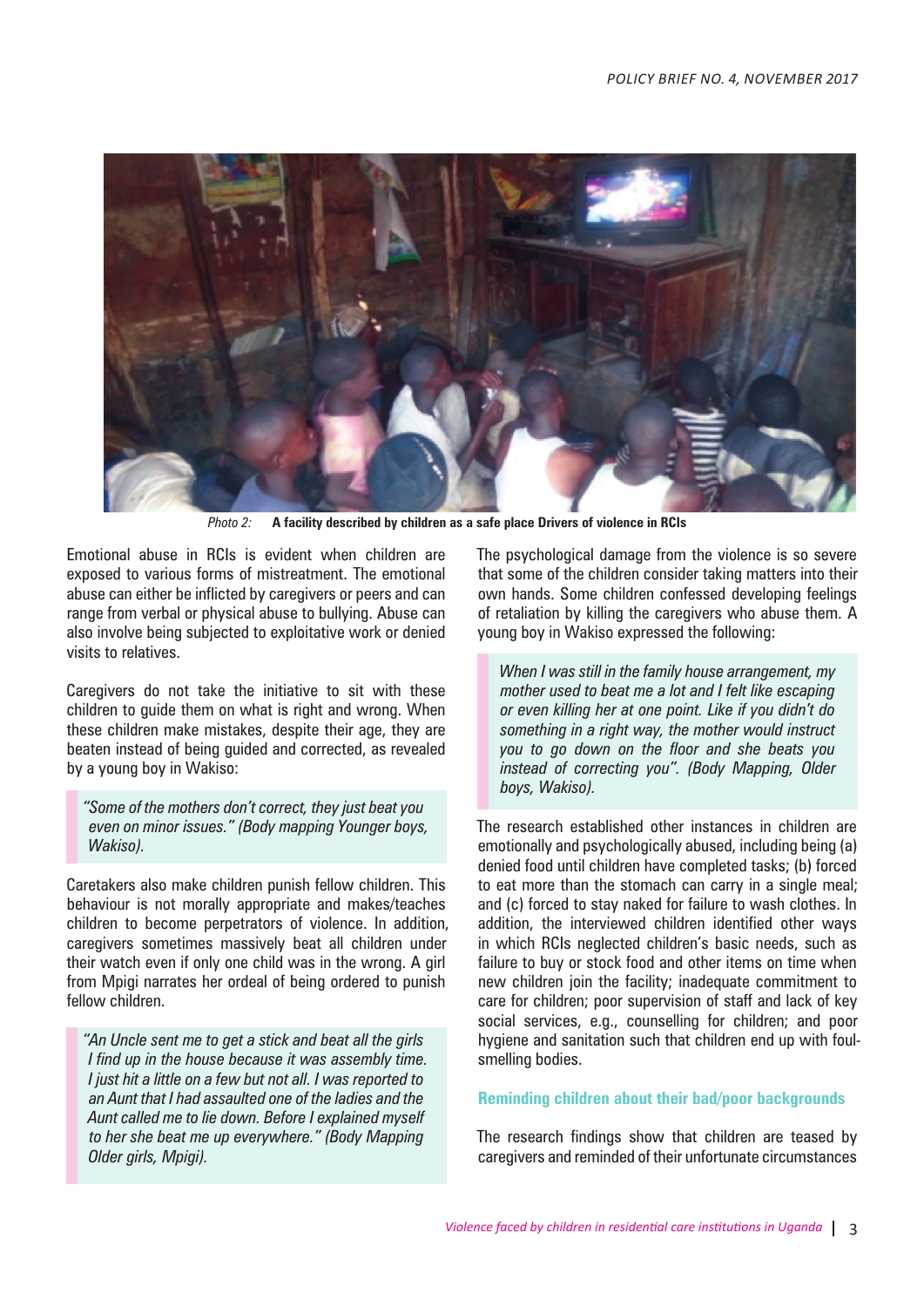*Photo 2:* **A facility described by children as a safe place Drivers of violence in RCIs**

Emotional abuse in RCIs is evident when children are exposed to various forms of mistreatment. The emotional abuse can either be inflicted by caregivers or peers and can range from verbal or physical abuse to bullying. Abuse can also involve being subjected to exploitative work or denied visits to relatives.

Caregivers do not take the initiative to sit with these children to guide them on what is right and wrong. When these children make mistakes, despite their age, they are beaten instead of being guided and corrected, as revealed by a young boy in Wakiso:

> *"Some of the mothers don't correct, they just beat you even on minor issues." (Body mapping Younger boys, Wakiso).*

Caretakers also make children punish fellow children. This behaviour is not morally appropriate and makes/teaches children to become perpetrators of violence. In addition, caregivers sometimes massively beat all children under their watch even if only one child was in the wrong. A girl from Mpigi narrates her ordeal of being ordered to punish fellow children.

> *"An Uncle sent me to get a stick and beat all the girls I find up in the house because it was assembly time. I just hit a little on a few but not all. I was reported to an Aunt that I had assaulted one of the ladies and the Aunt called me to lie down. Before I explained myself to her she beat me up everywhere." (Body Mapping Older girls, Mpigi).*

The psychological damage from the violence is so severe that some of the children consider taking matters into their own hands. Some children confessed developing feelings of retaliation by killing the caregivers who abuse them. A young boy in Wakiso expressed the following:

> *When I was still in the family house arrangement, my mother used to beat me a lot and I felt like escaping or even killing her at one point. Like if you didn't do something in a right way, the mother would instruct you to go down on the floor and she beats you instead of correcting you". (Body Mapping, Older boys, Wakiso).*

The research established other instances in children are emotionally and psychologically abused, including being (a) denied food until children have completed tasks; (b) forced to eat more than the stomach can carry in a single meal; and (c) forced to stay naked for failure to wash clothes. In addition, the interviewed children identified other ways in which RCIs neglected children's basic needs, such as failure to buy or stock food and other items on time when new children join the facility; inadequate commitment to care for children; poor supervision of staff and lack of key social services, e.g., counselling for children; and poor hygiene and sanitation such that children end up with foul-smelling bodies.

### Reminding children about their bad/poor backgrounds

The research findings show that children are teased by caregivers and reminded of their unfortunate circumstances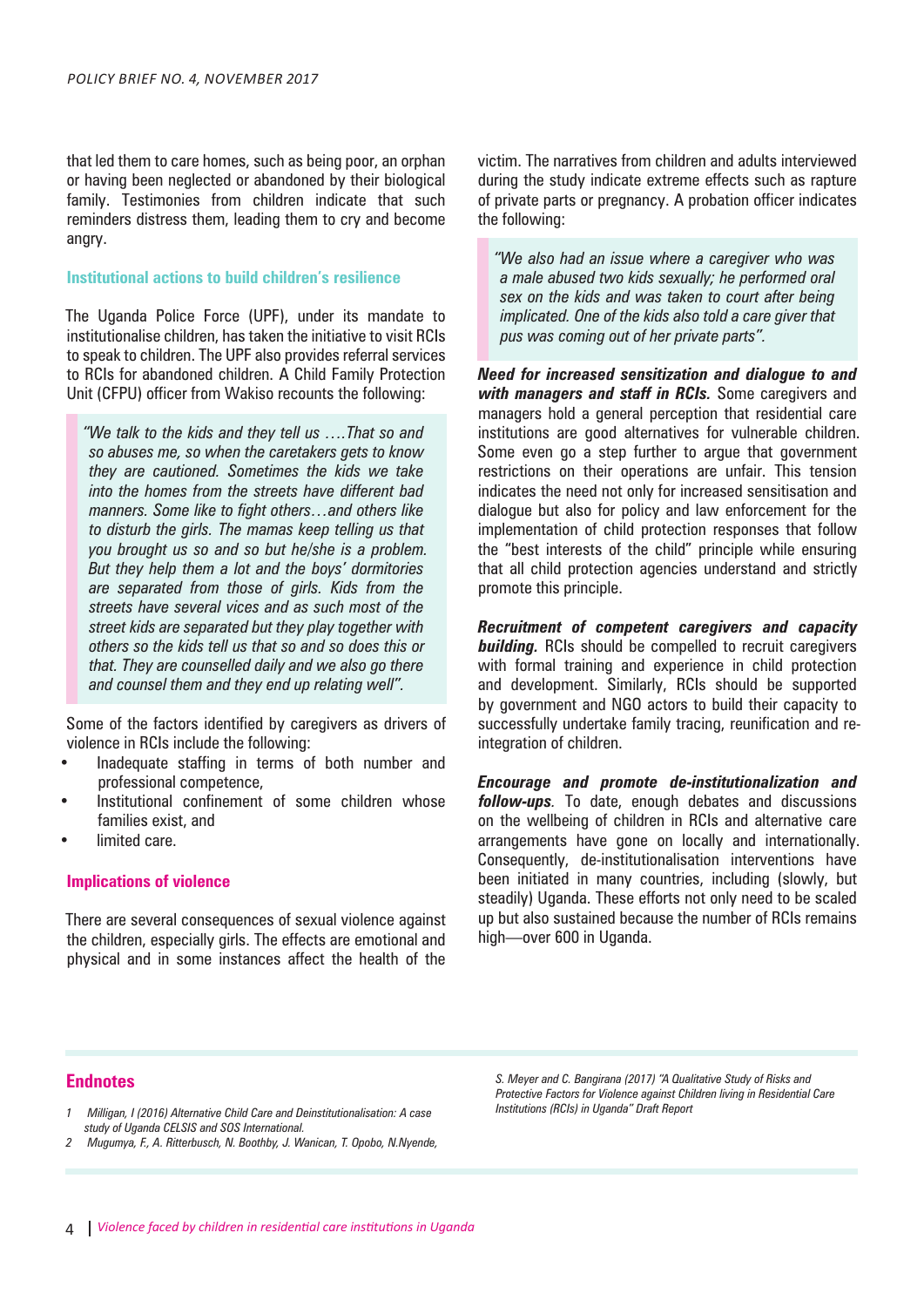that led them to care homes, such as being poor, an orphan or having been neglected or abandoned by their biological family. Testimonies from children indicate that such reminders distress them, leading them to cry and become angry.

### Institutional actions to build children's resilience

The Uganda Police Force (UPF), under its mandate to institutionalise children, has taken the initiative to visit RCIs to speak to children. The UPF also provides referral services to RCIs for abandoned children. A Child Family Protection Unit (CFPU) officer from Wakiso recounts the following:

> *"We talk to the kids and they tell us ….That so and so abuses me, so when the caretakers gets to know they are cautioned. Sometimes the kids we take into the homes from the streets have different bad manners. Some like to fight others…and others like to disturb the girls. The mamas keep telling us that you brought us so and so but he/she is a problem. But they help them a lot and the boys' dormitories are separated from those of girls. Kids from the streets have several vices and as such most of the street kids are separated but they play together with others so the kids tell us that so and so does this or that. They are counselled daily and we also go there and counsel them and they end up relating well".*

Some of the factors identified by caregivers as drivers of violence in RCIs include the following:

- Inadequate staffing in terms of both number and professional competence,
- Institutional confinement of some children whose families exist, and
- limited care.

### Implications of violence

There are several consequences of sexual violence against the children, especially girls. The effects are emotional and physical and in some instances affect the health of the victim. The narratives from children and adults interviewed during the study indicate extreme effects such as rapture of private parts or pregnancy. A probation officer indicates the following:

> *"We also had an issue where a caregiver who was a male abused two kids sexually; he performed oral sex on the kids and was taken to court after being implicated. One of the kids also told a care giver that pus was coming out of her private parts".*

***Need for increased sensitization and dialogue to and with managers and staff in RCIs.*** Some caregivers and managers hold a general perception that residential care institutions are good alternatives for vulnerable children. Some even go a step further to argue that government restrictions on their operations are unfair. This tension indicates the need not only for increased sensitation and dialogue but also for policy and law enforcement for the implementation of child protection responses that follow the "best interests of the child" principle while ensuring that all child protection agencies understand and strictly promote this principle.

***Recruitment of competent caregivers and capacity building.*** RCIs should be compelled to recruit caregivers with formal training and experience in child protection and development. Similarly, RCIs should be supported by government and NGO actors to build their capacity to successfully undertake family tracing, reunification and re-integration of children.

***Encourage and promote de-institutionalization and follow-ups.*** To date, enough debates and discussions on the wellbeing of children in RCIs and alternative care arrangements have gone on locally and internationally. Consequently, de-institutionalisation interventions have been initiated in many countries, including (slowly, but steadily) Uganda. These efforts not only need to be scaled up but also sustained because the number of RCIs remains high—over 600 in Uganda.

### Endnotes

1. *Milligan, I (2016) Alternative Child Care and Deinstitutionalisation: A case study of Uganda CELSIS and SOS International.*
2. *Mugumya, F., A. Ritterbusch, N. Boothby, J. Wanican, T. Opobo, N.Nyende, S. Meyer and C. Bangirana (2017) "A Qualitative Study of Risks and Protective Factors for Violence against Children living in Residential Care Institutions (RCIs) in Uganda" Draft Report*